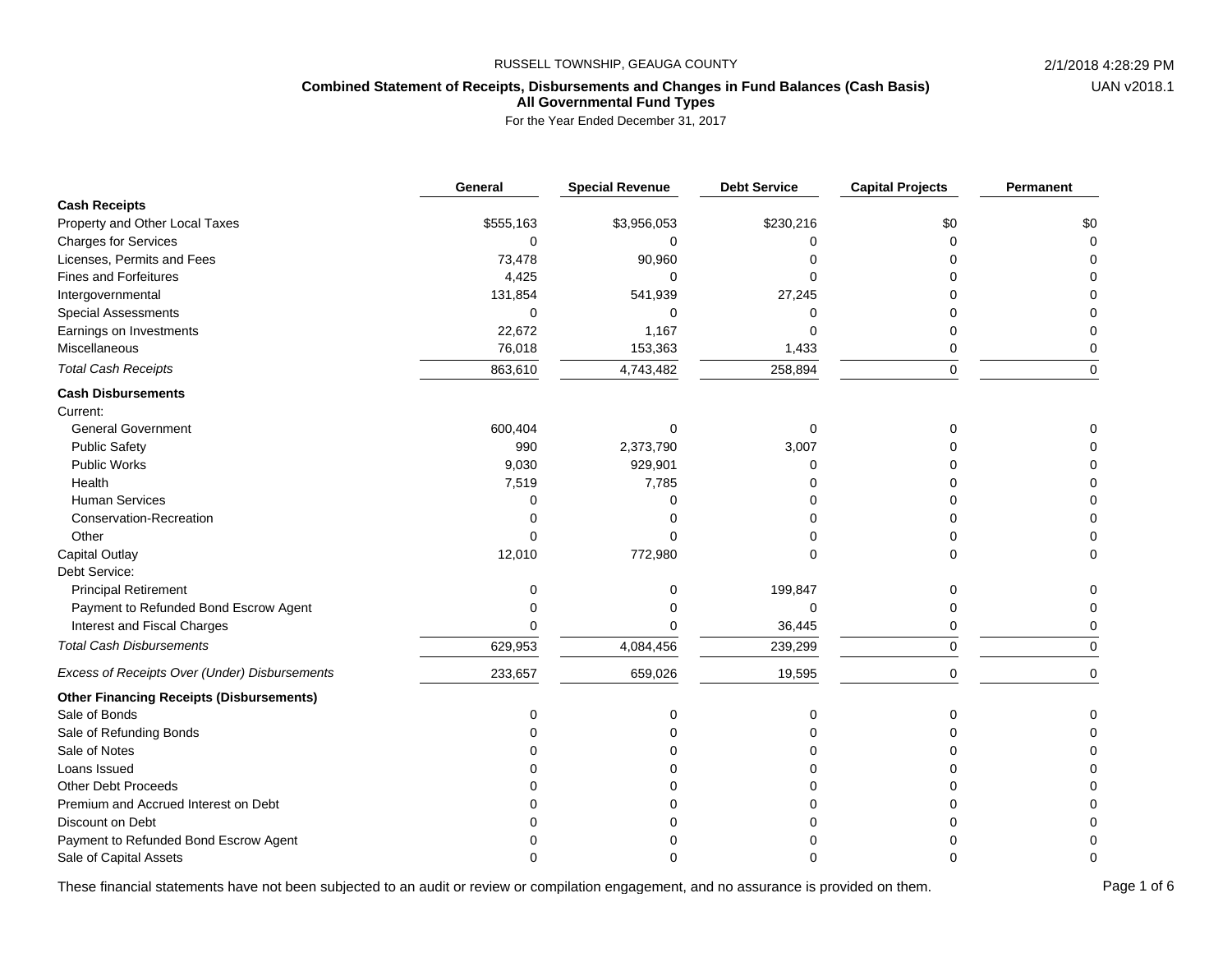RUSSELL TOWNSHIP, GEAUGA COUNTY

**Combined Statement of Receipts, Disbursements and Changes in Fund Balances (Cash Basis)**
**All Governmental Fund Types**

For the Year Ended December 31, 2017

| | General | Special Revenue | Debt Service | Capital Projects | Permanent |
|---|---|---|---|---|---|
| **Cash Receipts** | | | | | |
| Property and Other Local Taxes | $555,163 | $3,956,053 | $230,216 | $0 | $0 |
| Charges for Services | 0 | 0 | 0 | 0 | 0 |
| Licenses, Permits and Fees | 73,478 | 90,960 | 0 | 0 | 0 |
| Fines and Forfeitures | 4,425 | 0 | 0 | 0 | 0 |
| Intergovernmental | 131,854 | 541,939 | 27,245 | 0 | 0 |
| Special Assessments | 0 | 0 | 0 | 0 | 0 |
| Earnings on Investments | 22,672 | 1,167 | 0 | 0 | 0 |
| Miscellaneous | 76,018 | 153,363 | 1,433 | 0 | 0 |
| *Total Cash Receipts* | 863,610 | 4,743,482 | 258,894 | 0 | 0 |
| **Cash Disbursements** | | | | | |
| Current: | | | | | |
| General Government | 600,404 | 0 | 0 | 0 | 0 |
| Public Safety | 990 | 2,373,790 | 3,007 | 0 | 0 |
| Public Works | 9,030 | 929,901 | 0 | 0 | 0 |
| Health | 7,519 | 7,785 | 0 | 0 | 0 |
| Human Services | 0 | 0 | 0 | 0 | 0 |
| Conservation-Recreation | 0 | 0 | 0 | 0 | 0 |
| Other | 0 | 0 | 0 | 0 | 0 |
| Capital Outlay | 12,010 | 772,980 | 0 | 0 | 0 |
| Debt Service: | | | | | |
| Principal Retirement | 0 | 0 | 199,847 | 0 | 0 |
| Payment to Refunded Bond Escrow Agent | 0 | 0 | 0 | 0 | 0 |
| Interest and Fiscal Charges | 0 | 0 | 36,445 | 0 | 0 |
| *Total Cash Disbursements* | 629,953 | 4,084,456 | 239,299 | 0 | 0 |
| *Excess of Receipts Over (Under) Disbursements* | 233,657 | 659,026 | 19,595 | 0 | 0 |
| **Other Financing Receipts (Disbursements)** | | | | | |
| Sale of Bonds | 0 | 0 | 0 | 0 | 0 |
| Sale of Refunding Bonds | 0 | 0 | 0 | 0 | 0 |
| Sale of Notes | 0 | 0 | 0 | 0 | 0 |
| Loans Issued | 0 | 0 | 0 | 0 | 0 |
| Other Debt Proceeds | 0 | 0 | 0 | 0 | 0 |
| Premium and Accrued Interest on Debt | 0 | 0 | 0 | 0 | 0 |
| Discount on Debt | 0 | 0 | 0 | 0 | 0 |
| Payment to Refunded Bond Escrow Agent | 0 | 0 | 0 | 0 | 0 |
| Sale of Capital Assets | 0 | 0 | 0 | 0 | 0 |

These financial statements have not been subjected to an audit or review or compilation engagement, and no assurance is provided on them.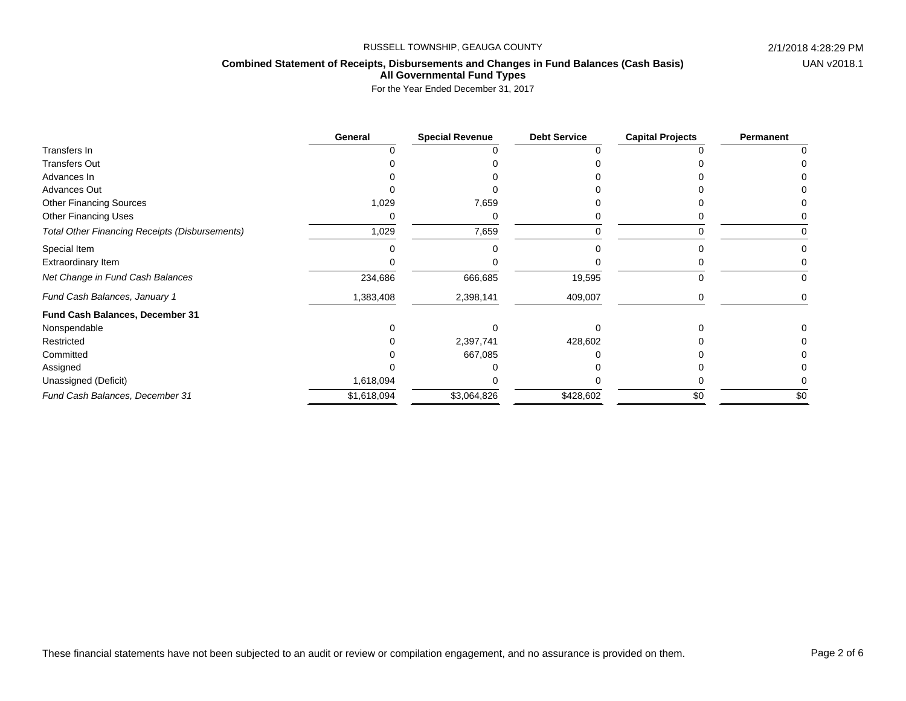RUSSELL TOWNSHIP, GEAUGA COUNTY

2/1/2018 4:28:29 PM

UAN v2018.1

**Combined Statement of Receipts, Disbursements and Changes in Fund Balances (Cash Basis)**
**All Governmental Fund Types**

For the Year Ended December 31, 2017

| | General | Special Revenue | Debt Service | Capital Projects | Permanent |
|---|---|---|---|---|---|
| Transfers In | 0 | 0 | 0 | 0 | 0 |
| Transfers Out | 0 | 0 | 0 | 0 | 0 |
| Advances In | 0 | 0 | 0 | 0 | 0 |
| Advances Out | 0 | 0 | 0 | 0 | 0 |
| Other Financing Sources | 1,029 | 7,659 | 0 | 0 | 0 |
| Other Financing Uses | 0 | 0 | 0 | 0 | 0 |
| *Total Other Financing Receipts (Disbursements)* | 1,029 | 7,659 | 0 | 0 | 0 |
| Special Item | 0 | 0 | 0 | 0 | 0 |
| Extraordinary Item | 0 | 0 | 0 | 0 | 0 |
| *Net Change in Fund Cash Balances* | 234,686 | 666,685 | 19,595 | 0 | 0 |
| *Fund Cash Balances, January 1* | 1,383,408 | 2,398,141 | 409,007 | 0 | 0 |
| **Fund Cash Balances, December 31** | | | | | |
| Nonspendable | 0 | 0 | 0 | 0 | 0 |
| Restricted | 0 | 2,397,741 | 428,602 | 0 | 0 |
| Committed | 0 | 667,085 | 0 | 0 | 0 |
| Assigned | 0 | 0 | 0 | 0 | 0 |
| Unassigned (Deficit) | 1,618,094 | 0 | 0 | 0 | 0 |
| *Fund Cash Balances, December 31* | $1,618,094 | $3,064,826 | $428,602 | $0 | $0 |

These financial statements have not been subjected to an audit or review or compilation engagement, and no assurance is provided on them.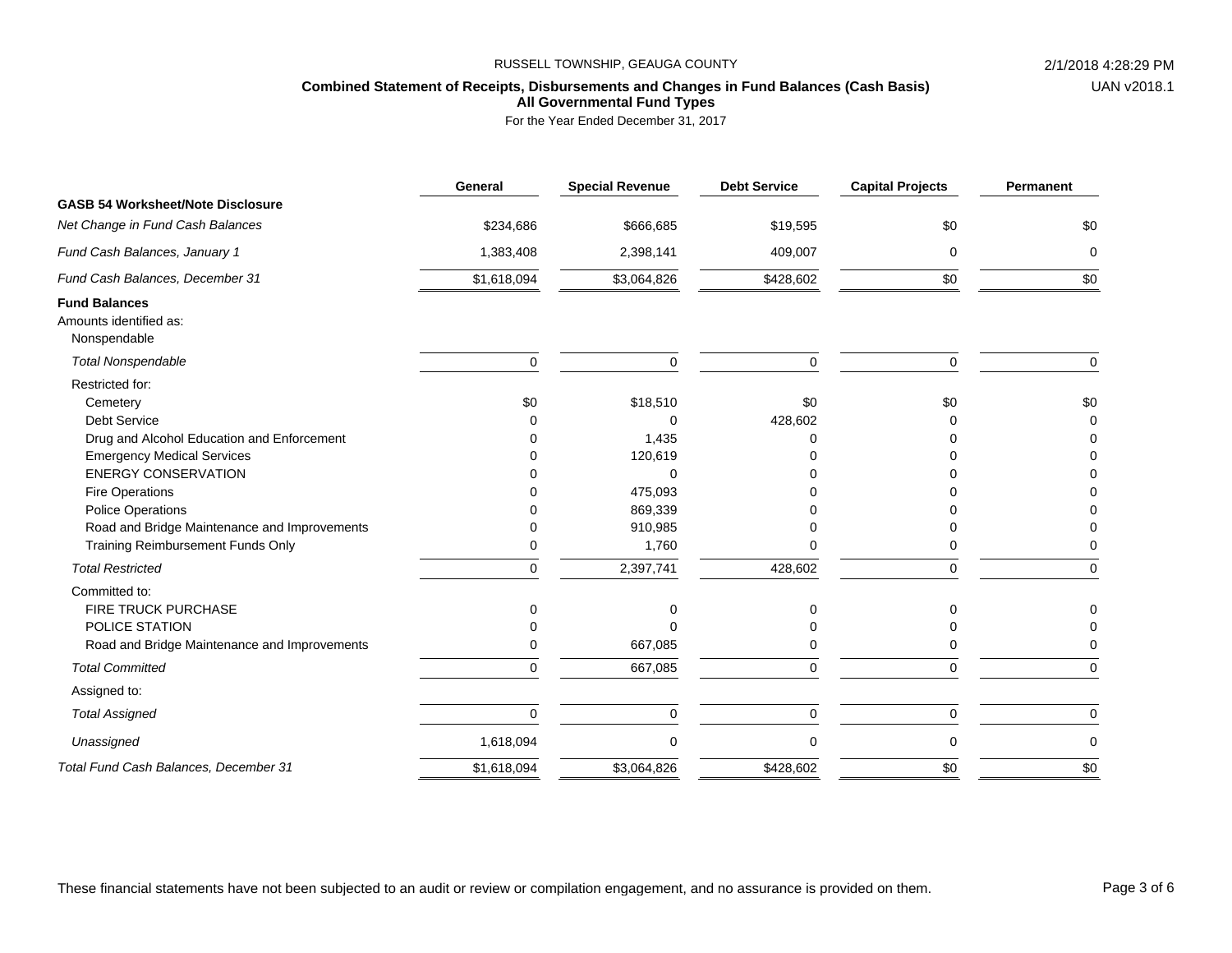RUSSELL TOWNSHIP, GEAUGA COUNTY

**Combined Statement of Receipts, Disbursements and Changes in Fund Balances (Cash Basis)**
**All Governmental Fund Types**

For the Year Ended December 31, 2017

| | General | Special Revenue | Debt Service | Capital Projects | Permanent |
|---|---|---|---|---|---|
| **GASB 54 Worksheet/Note Disclosure** | | | | | |
| *Net Change in Fund Cash Balances* | $234,686 | $666,685 | $19,595 | $0 | $0 |
| *Fund Cash Balances, January 1* | 1,383,408 | 2,398,141 | 409,007 | 0 | 0 |
| *Fund Cash Balances, December 31* | $1,618,094 | $3,064,826 | $428,602 | $0 | $0 |
| **Fund Balances** | | | | | |
| Amounts identified as: | | | | | |
| Nonspendable | | | | | |
| *Total Nonspendable* | 0 | 0 | 0 | 0 | 0 |
| Restricted for: | | | | | |
| Cemetery | $0 | $18,510 | $0 | $0 | $0 |
| Debt Service | 0 | 0 | 428,602 | 0 | 0 |
| Drug and Alcohol Education and Enforcement | 0 | 1,435 | 0 | 0 | 0 |
| Emergency Medical Services | 0 | 120,619 | 0 | 0 | 0 |
| ENERGY CONSERVATION | 0 | 0 | 0 | 0 | 0 |
| Fire Operations | 0 | 475,093 | 0 | 0 | 0 |
| Police Operations | 0 | 869,339 | 0 | 0 | 0 |
| Road and Bridge Maintenance and Improvements | 0 | 910,985 | 0 | 0 | 0 |
| Training Reimbursement Funds Only | 0 | 1,760 | 0 | 0 | 0 |
| *Total Restricted* | 0 | 2,397,741 | 428,602 | 0 | 0 |
| Committed to: | | | | | |
| FIRE TRUCK PURCHASE | 0 | 0 | 0 | 0 | 0 |
| POLICE STATION | 0 | 0 | 0 | 0 | 0 |
| Road and Bridge Maintenance and Improvements | 0 | 667,085 | 0 | 0 | 0 |
| *Total Committed* | 0 | 667,085 | 0 | 0 | 0 |
| Assigned to: | | | | | |
| *Total Assigned* | 0 | 0 | 0 | 0 | 0 |
| *Unassigned* | 1,618,094 | 0 | 0 | 0 | 0 |
| *Total Fund Cash Balances, December 31* | $1,618,094 | $3,064,826 | $428,602 | $0 | $0 |

These financial statements have not been subjected to an audit or review or compilation engagement, and no assurance is provided on them.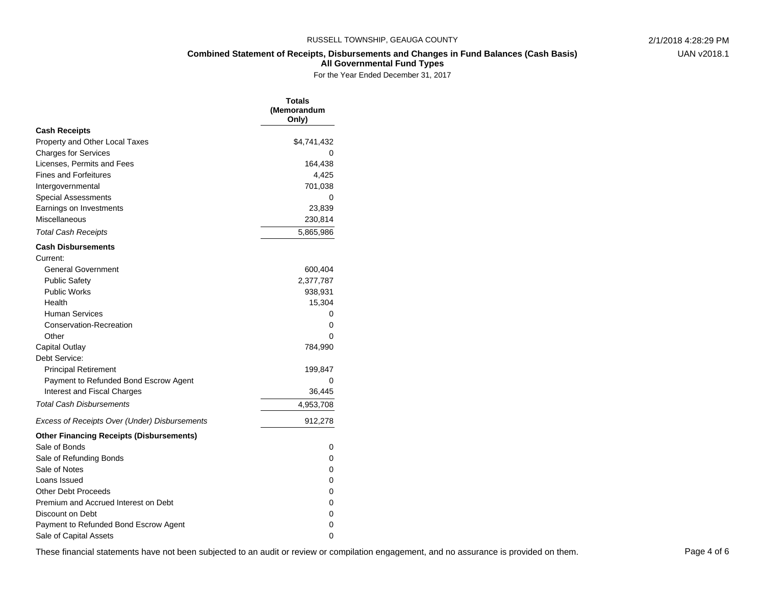RUSSELL TOWNSHIP, GEAUGA COUNTY

## Combined Statement of Receipts, Disbursements and Changes in Fund Balances (Cash Basis)
### All Governmental Fund Types

For the Year Ended December 31, 2017

| | Totals (Memorandum Only) |
|---|---|
| **Cash Receipts** | |
| Property and Other Local Taxes | $4,741,432 |
| Charges for Services | 0 |
| Licenses, Permits and Fees | 164,438 |
| Fines and Forfeitures | 4,425 |
| Intergovernmental | 701,038 |
| Special Assessments | 0 |
| Earnings on Investments | 23,839 |
| Miscellaneous | 230,814 |
| *Total Cash Receipts* | 5,865,986 |
| **Cash Disbursements** | |
| Current: | |
| General Government | 600,404 |
| Public Safety | 2,377,787 |
| Public Works | 938,931 |
| Health | 15,304 |
| Human Services | 0 |
| Conservation-Recreation | 0 |
| Other | 0 |
| Capital Outlay | 784,990 |
| Debt Service: | |
| Principal Retirement | 199,847 |
| Payment to Refunded Bond Escrow Agent | 0 |
| Interest and Fiscal Charges | 36,445 |
| *Total Cash Disbursements* | 4,953,708 |
| *Excess of Receipts Over (Under) Disbursements* | 912,278 |
| **Other Financing Receipts (Disbursements)** | |
| Sale of Bonds | 0 |
| Sale of Refunding Bonds | 0 |
| Sale of Notes | 0 |
| Loans Issued | 0 |
| Other Debt Proceeds | 0 |
| Premium and Accrued Interest on Debt | 0 |
| Discount on Debt | 0 |
| Payment to Refunded Bond Escrow Agent | 0 |
| Sale of Capital Assets | 0 |

These financial statements have not been subjected to an audit or review or compilation engagement, and no assurance is provided on them.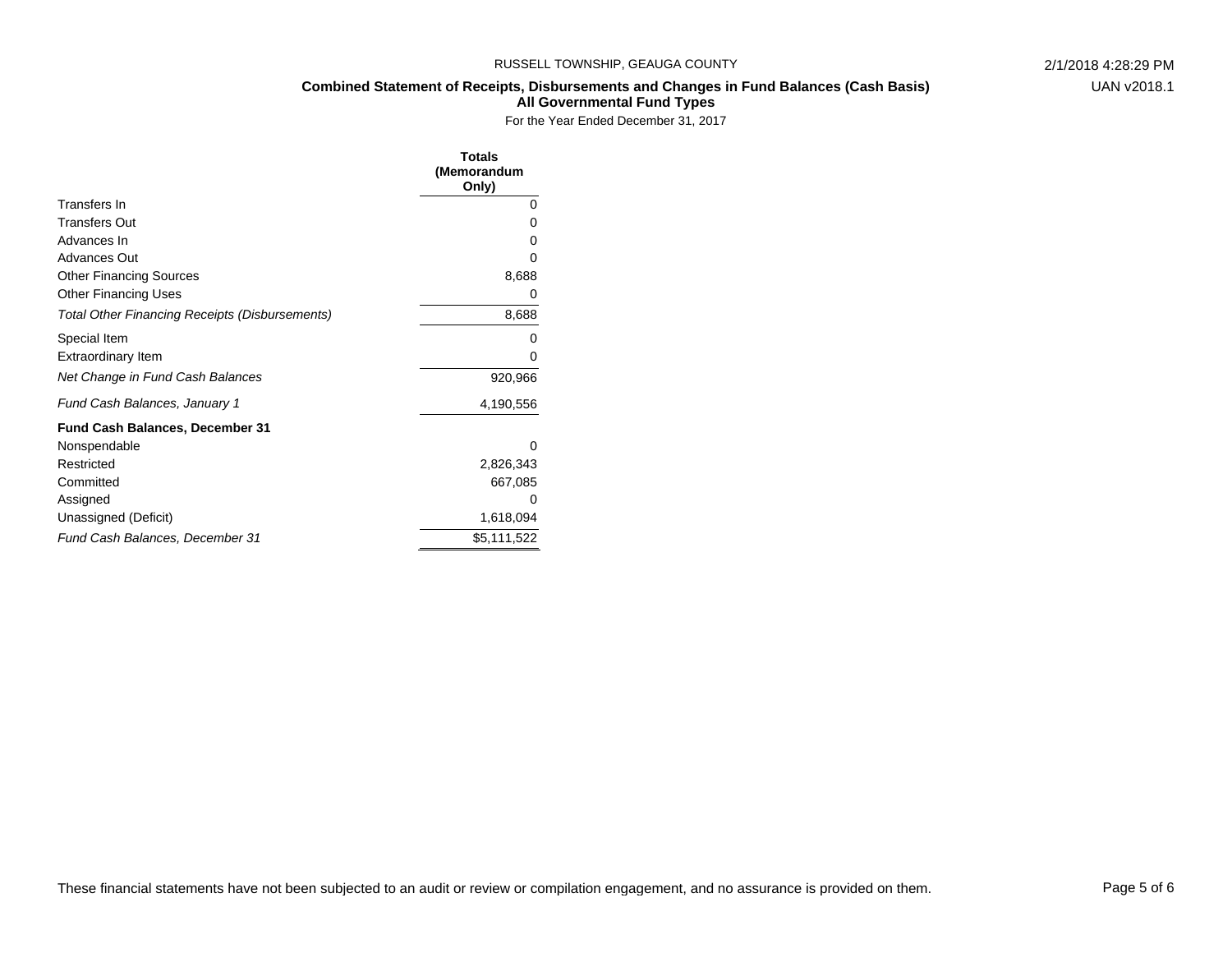RUSSELL TOWNSHIP, GEAUGA COUNTY

**Combined Statement of Receipts, Disbursements and Changes in Fund Balances (Cash Basis)**
**All Governmental Fund Types**
For the Year Ended December 31, 2017

| | Totals (Memorandum Only) |
|---|---:|
| Transfers In | 0 |
| Transfers Out | 0 |
| Advances In | 0 |
| Advances Out | 0 |
| Other Financing Sources | 8,688 |
| Other Financing Uses | 0 |
| *Total Other Financing Receipts (Disbursements)* | 8,688 |
| Special Item | 0 |
| Extraordinary Item | 0 |
| *Net Change in Fund Cash Balances* | 920,966 |
| *Fund Cash Balances, January 1* | 4,190,556 |
| **Fund Cash Balances, December 31** | |
| Nonspendable | 0 |
| Restricted | 2,826,343 |
| Committed | 667,085 |
| Assigned | 0 |
| Unassigned (Deficit) | 1,618,094 |
| *Fund Cash Balances, December 31* | $5,111,522 |

These financial statements have not been subjected to an audit or review or compilation engagement, and no assurance is provided on them.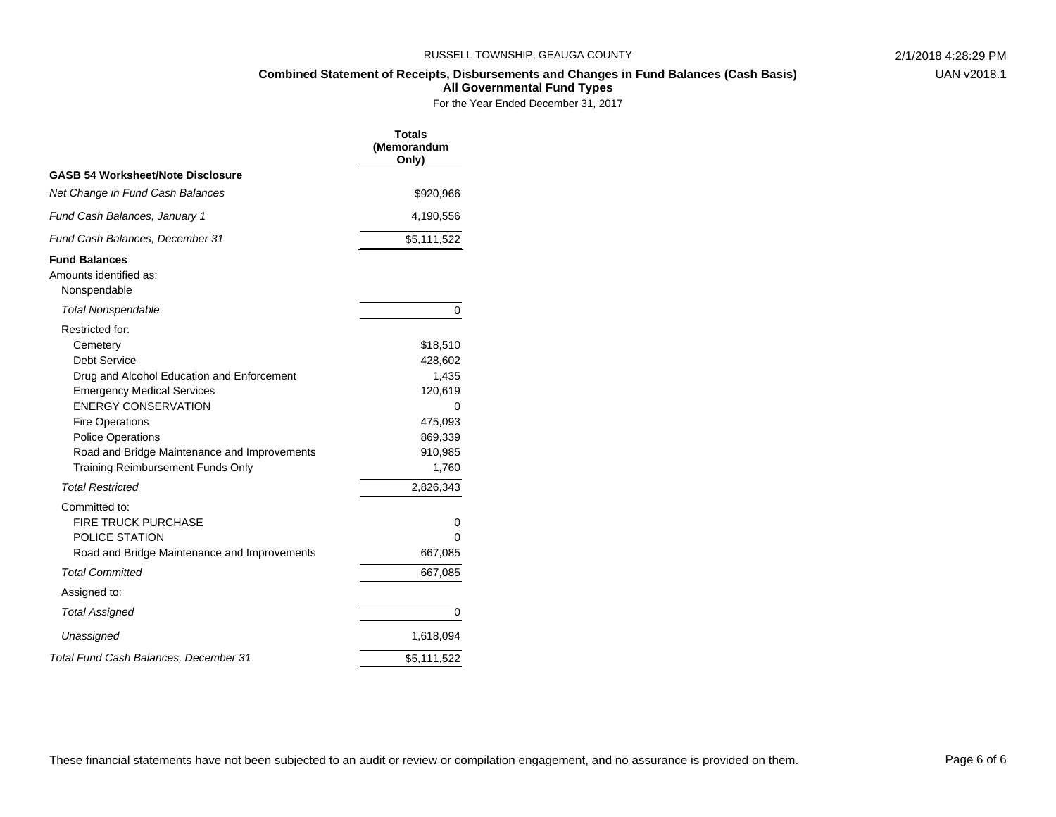RUSSELL TOWNSHIP, GEAUGA COUNTY

2/1/2018 4:28:29 PM

UAN v2018.1

## Combined Statement of Receipts, Disbursements and Changes in Fund Balances (Cash Basis)
## All Governmental Fund Types

For the Year Ended December 31, 2017

| | Totals (Memorandum Only) |
|---|---|
| **GASB 54 Worksheet/Note Disclosure** | |
| *Net Change in Fund Cash Balances* | $920,966 |
| *Fund Cash Balances, January 1* | 4,190,556 |
| *Fund Cash Balances, December 31* | $5,111,522 |
| **Fund Balances** | |
| Amounts identified as: | |
| Nonspendable | |
| *Total Nonspendable* | 0 |
| Restricted for: | |
| Cemetery | $18,510 |
| Debt Service | 428,602 |
| Drug and Alcohol Education and Enforcement | 1,435 |
| Emergency Medical Services | 120,619 |
| ENERGY CONSERVATION | 0 |
| Fire Operations | 475,093 |
| Police Operations | 869,339 |
| Road and Bridge Maintenance and Improvements | 910,985 |
| Training Reimbursement Funds Only | 1,760 |
| *Total Restricted* | 2,826,343 |
| Committed to: | |
| FIRE TRUCK PURCHASE | 0 |
| POLICE STATION | 0 |
| Road and Bridge Maintenance and Improvements | 667,085 |
| *Total Committed* | 667,085 |
| Assigned to: | |
| *Total Assigned* | 0 |
| *Unassigned* | 1,618,094 |
| *Total Fund Cash Balances, December 31* | $5,111,522 |

These financial statements have not been subjected to an audit or review or compilation engagement, and no assurance is provided on them.